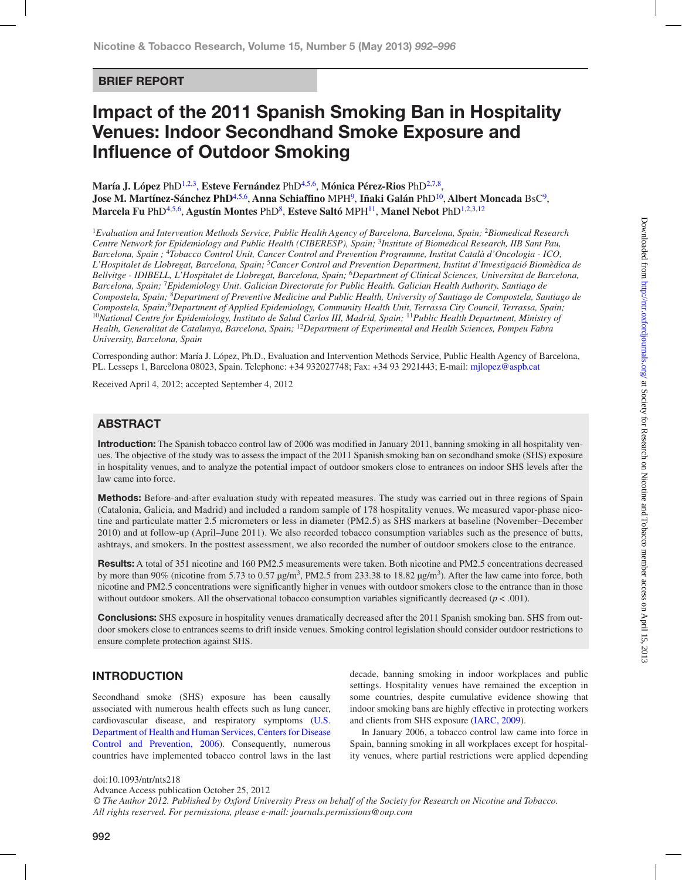## BRIEF REPORT

# Impact of the 2011 Spanish Smoking Ban in Hospitality Venues: Indoor Secondhand Smoke Exposure and Influence of Outdoor Smoking

**María J. López** PhD[1,2,3], **Esteve Fernández** PhD[4,5,6], **Mónica Pérez-Rios** PhD[2,7,8], **Jose M. Martínez-Sánchez PhD**[4,5,6], **Anna Schiaffino** MPH[9], **Iñaki Galán** PhD[10], **Albert Moncada** BsC[9], **Marcela Fu** PhD[4,5,6], **Agustín Montes** PhD[8], **Esteve Saltó** MPH[11], **Manel Nebot** PhD[1,2,3,12]

[1]*Evaluation and Intervention Methods Service, Public Health Agency of Barcelona, Barcelona, Spain;* [2]*Biomedical Research Centre Network for Epidemiology and Public Health (CIBERESP), Spain;* [3]*Institute of Biomedical Research, IIB Sant Pau, Barcelona, Spain ;* [4]*Tobacco Control Unit, Cancer Control and Prevention Programme, Institut Català d'Oncologia - ICO, L'Hospitalet de Llobregat, Barcelona, Spain;* [5]*Cancer Control and Prevention Department, Institut d'Investigació Biomèdica de Bellvitge - IDIBELL, L'Hospitalet de Llobregat, Barcelona, Spain;* [6]*Department of Clinical Sciences, Universitat de Barcelona, Barcelona, Spain;* [7]*Epidemiology Unit. Galician Directorate for Public Health. Galician Health Authority. Santiago de Compostela, Spain;* [8]*Department of Preventive Medicine and Public Health, University of Santiago de Compostela, Santiago de Compostela, Spain;*[9]*Department of Applied Epidemiology, Community Health Unit, Terrassa City Council, Terrassa, Spain;* [10]*National Centre for Epidemiology, Instituto de Salud Carlos III, Madrid, Spain;* [11]*Public Health Department, Ministry of Health, Generalitat de Catalunya, Barcelona, Spain;* [12]*Department of Experimental and Health Sciences, Pompeu Fabra University, Barcelona, Spain*

Corresponding author: María J. López, Ph.D., Evaluation and Intervention Methods Service, Public Health Agency of Barcelona, PL. Lesseps 1, Barcelona 08023, Spain. Telephone: +34 932027748; Fax: +34 93 2921443; E-mail: mjlopez@aspb.cat

Received April 4, 2012; accepted September 4, 2012

## ABSTRACT

**Introduction:** The Spanish tobacco control law of 2006 was modified in January 2011, banning smoking in all hospitality venues. The objective of the study was to assess the impact of the 2011 Spanish smoking ban on secondhand smoke (SHS) exposure in hospitality venues, and to analyze the potential impact of outdoor smokers close to entrances on indoor SHS levels after the law came into force.

**Methods:** Before-and-after evaluation study with repeated measures. The study was carried out in three regions of Spain (Catalonia, Galicia, and Madrid) and included a random sample of 178 hospitality venues. We measured vapor-phase nicotine and particulate matter 2.5 micrometers or less in diameter (PM2.5) as SHS markers at baseline (November–December 2010) and at follow-up (April–June 2011). We also recorded tobacco consumption variables such as the presence of butts, ashtrays, and smokers. In the posttest assessment, we also recorded the number of outdoor smokers close to the entrance.

**Results:** A total of 351 nicotine and 160 PM2.5 measurements were taken. Both nicotine and PM2.5 concentrations decreased by more than 90% (nicotine from 5.73 to 0.57 μg/m$^3$, PM2.5 from 233.38 to 18.82 μg/m$^3$). After the law came into force, both nicotine and PM2.5 concentrations were significantly higher in venues with outdoor smokers close to the entrance than in those without outdoor smokers. All the observational tobacco consumption variables significantly decreased ($p < .001$).

**Conclusions:** SHS exposure in hospitality venues dramatically decreased after the 2011 Spanish smoking ban. SHS from outdoor smokers close to entrances seems to drift inside venues. Smoking control legislation should consider outdoor restrictions to ensure complete protection against SHS.

## INTRODUCTION

Secondhand smoke (SHS) exposure has been causally associated with numerous health effects such as lung cancer, cardiovascular disease, and respiratory symptoms (U.S. Department of Health and Human Services, Centers for Disease Control and Prevention, 2006). Consequently, numerous countries have implemented tobacco control laws in the last decade, banning smoking in indoor workplaces and public settings. Hospitality venues have remained the exception in some countries, despite cumulative evidence showing that indoor smoking bans are highly effective in protecting workers and clients from SHS exposure (IARC, 2009).

In January 2006, a tobacco control law came into force in Spain, banning smoking in all workplaces except for hospitality venues, where partial restrictions were applied depending

doi:10.1093/ntr/nts218

Advance Access publication October 25, 2012

*© The Author 2012. Published by Oxford University Press on behalf of the Society for Research on Nicotine and Tobacco. All rights reserved. For permissions, please e-mail: journals.permissions@oup.com*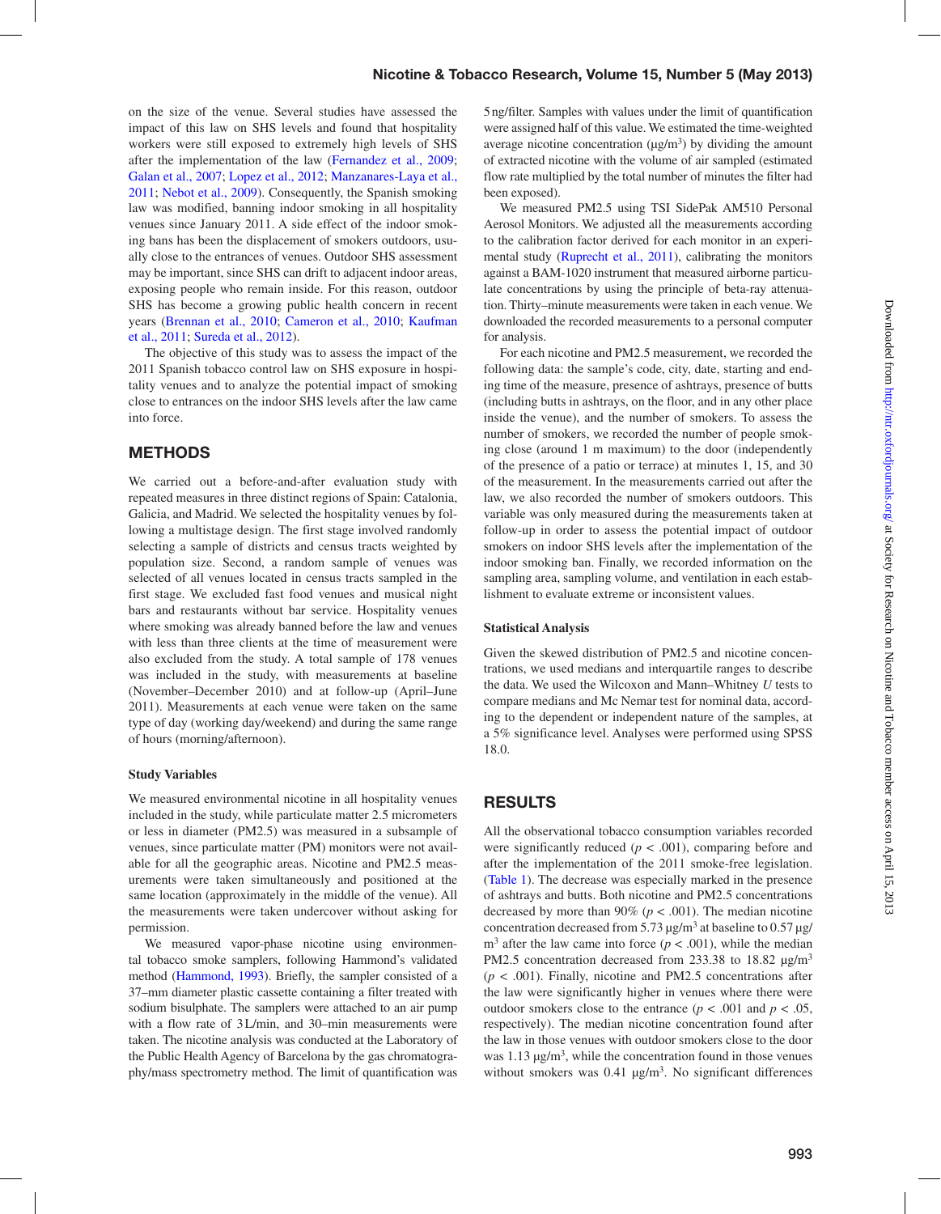on the size of the venue. Several studies have assessed the impact of this law on SHS levels and found that hospitality workers were still exposed to extremely high levels of SHS after the implementation of the law (Fernandez et al., 2009; Galan et al., 2007; Lopez et al., 2012; Manzanares-Laya et al., 2011; Nebot et al., 2009). Consequently, the Spanish smoking law was modified, banning indoor smoking in all hospitality venues since January 2011. A side effect of the indoor smoking bans has been the displacement of smokers outdoors, usually close to the entrances of venues. Outdoor SHS assessment may be important, since SHS can drift to adjacent indoor areas, exposing people who remain inside. For this reason, outdoor SHS has become a growing public health concern in recent years (Brennan et al., 2010; Cameron et al., 2010; Kaufman et al., 2011; Sureda et al., 2012).

The objective of this study was to assess the impact of the 2011 Spanish tobacco control law on SHS exposure in hospitality venues and to analyze the potential impact of smoking close to entrances on the indoor SHS levels after the law came into force.

## METHODS

We carried out a before-and-after evaluation study with repeated measures in three distinct regions of Spain: Catalonia, Galicia, and Madrid. We selected the hospitality venues by following a multistage design. The first stage involved randomly selecting a sample of districts and census tracts weighted by population size. Second, a random sample of venues was selected of all venues located in census tracts sampled in the first stage. We excluded fast food venues and musical night bars and restaurants without bar service. Hospitality venues where smoking was already banned before the law and venues with less than three clients at the time of measurement were also excluded from the study. A total sample of 178 venues was included in the study, with measurements at baseline (November–December 2010) and at follow-up (April–June 2011). Measurements at each venue were taken on the same type of day (working day/weekend) and during the same range of hours (morning/afternoon).

### Study Variables

We measured environmental nicotine in all hospitality venues included in the study, while particulate matter 2.5 micrometers or less in diameter (PM2.5) was measured in a subsample of venues, since particulate matter (PM) monitors were not available for all the geographic areas. Nicotine and PM2.5 measurements were taken simultaneously and positioned at the same location (approximately in the middle of the venue). All the measurements were taken undercover without asking for permission.

We measured vapor-phase nicotine using environmental tobacco smoke samplers, following Hammond's validated method (Hammond, 1993). Briefly, the sampler consisted of a 37–mm diameter plastic cassette containing a filter treated with sodium bisulphate. The samplers were attached to an air pump with a flow rate of 3 L/min, and 30–min measurements were taken. The nicotine analysis was conducted at the Laboratory of the Public Health Agency of Barcelona by the gas chromatography/mass spectrometry method. The limit of quantification was 5 ng/filter. Samples with values under the limit of quantification were assigned half of this value. We estimated the time-weighted average nicotine concentration (μg/m$^3$) by dividing the amount of extracted nicotine with the volume of air sampled (estimated flow rate multiplied by the total number of minutes the filter had been exposed).

We measured PM2.5 using TSI SidePak AM510 Personal Aerosol Monitors. We adjusted all the measurements according to the calibration factor derived for each monitor in an experimental study (Ruprecht et al., 2011), calibrating the monitors against a BAM-1020 instrument that measured airborne particulate concentrations by using the principle of beta-ray attenuation. Thirty–minute measurements were taken in each venue. We downloaded the recorded measurements to a personal computer for analysis.

For each nicotine and PM2.5 measurement, we recorded the following data: the sample's code, city, date, starting and ending time of the measure, presence of ashtrays, presence of butts (including butts in ashtrays, on the floor, and in any other place inside the venue), and the number of smokers. To assess the number of smokers, we recorded the number of people smoking close (around 1 m maximum) to the door (independently of the presence of a patio or terrace) at minutes 1, 15, and 30 of the measurement. In the measurements carried out after the law, we also recorded the number of smokers outdoors. This variable was only measured during the measurements taken at follow-up in order to assess the potential impact of outdoor smokers on indoor SHS levels after the implementation of the indoor smoking ban. Finally, we recorded information on the sampling area, sampling volume, and ventilation in each establishment to evaluate extreme or inconsistent values.

### Statistical Analysis

Given the skewed distribution of PM2.5 and nicotine concentrations, we used medians and interquartile ranges to describe the data. We used the Wilcoxon and Mann–Whitney $U$ tests to compare medians and Mc Nemar test for nominal data, according to the dependent or independent nature of the samples, at a 5% significance level. Analyses were performed using SPSS 18.0.

## RESULTS

All the observational tobacco consumption variables recorded were significantly reduced ($p < .001$), comparing before and after the implementation of the 2011 smoke-free legislation. (Table 1). The decrease was especially marked in the presence of ashtrays and butts. Both nicotine and PM2.5 concentrations decreased by more than 90% ($p < .001$). The median nicotine concentration decreased from 5.73 μg/m$^3$ at baseline to 0.57 μg/m$^3$ after the law came into force ($p < .001$), while the median PM2.5 concentration decreased from 233.38 to 18.82 μg/m$^3$ ($p < .001$). Finally, nicotine and PM2.5 concentrations after the law were significantly higher in venues where there were outdoor smokers close to the entrance ($p < .001$ and $p < .05$, respectively). The median nicotine concentration found after the law in those venues with outdoor smokers close to the door was 1.13 μg/m$^3$, while the concentration found in those venues without smokers was 0.41 μg/m$^3$. No significant differences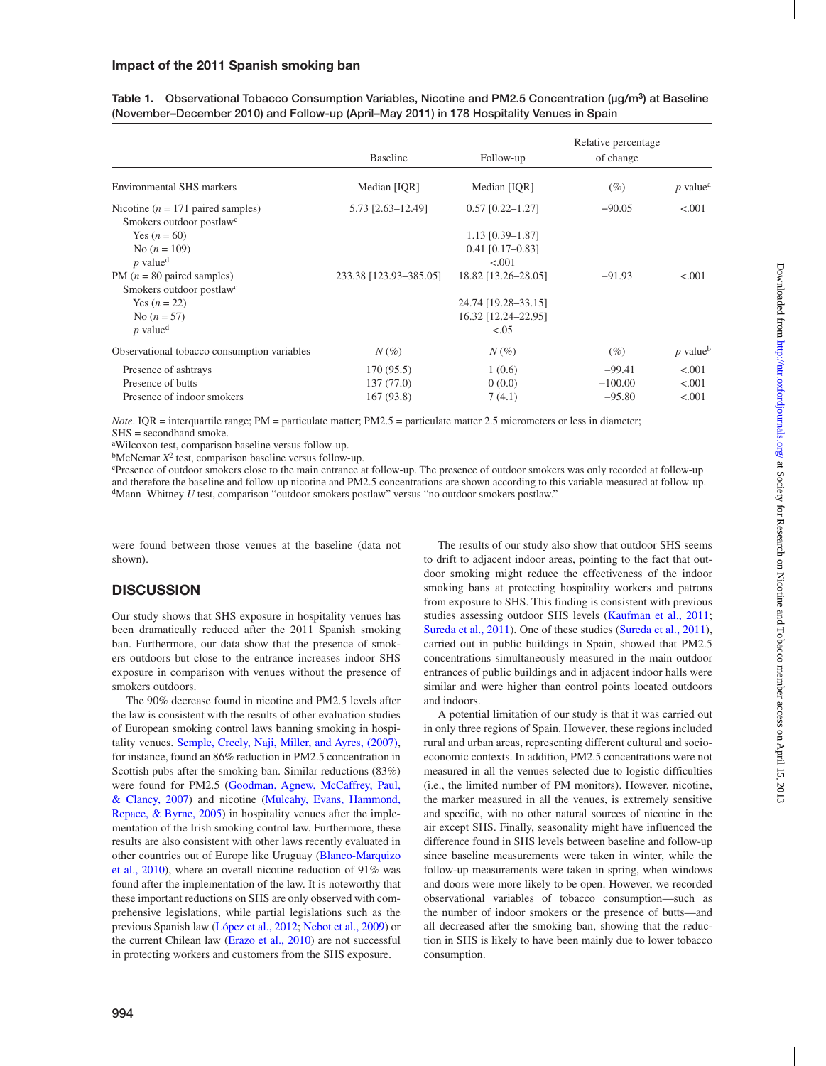**Table 1. Observational Tobacco Consumption Variables, Nicotine and PM2.5 Concentration (μg/m³) at Baseline (November–December 2010) and Follow-up (April–May 2011) in 178 Hospitality Venues in Spain**

| | Baseline | Follow-up | Relative percentage of change | |
|---|---|---|---|---|
| Environmental SHS markers | Median [IQR] | Median [IQR] | (%) | *p* value[a] |
| Nicotine (*n* = 171 paired samples) | 5.73 [2.63–12.49] | 0.57 [0.22–1.27] | −90.05 | <.001 |
| Smokers outdoor postlaw[c] | | | | |
| Yes (*n* = 60) | | 1.13 [0.39–1.87] | | |
| No (*n* = 109) | | 0.41 [0.17–0.83] | | |
| *p* value[d] | | <.001 | | |
| PM (*n* = 80 paired samples) | 233.38 [123.93–385.05] | 18.82 [13.26–28.05] | −91.93 | <.001 |
| Smokers outdoor postlaw[c] | | | | |
| Yes (*n* = 22) | | 24.74 [19.28–33.15] | | |
| No (*n* = 57) | | 16.32 [12.24–22.95] | | |
| *p* value[d] | | <.05 | | |
| Observational tobacco consumption variables | *N* (%) | *N* (%) | (%) | *p* value[b] |
| Presence of ashtrays | 170 (95.5) | 1 (0.6) | −99.41 | <.001 |
| Presence of butts | 137 (77.0) | 0 (0.0) | −100.00 | <.001 |
| Presence of indoor smokers | 167 (93.8) | 7 (4.1) | −95.80 | <.001 |

*Note*. IQR = interquartile range; PM = particulate matter; PM2.5 = particulate matter 2.5 micrometers or less in diameter; SHS = secondhand smoke.

[a]Wilcoxon test, comparison baseline versus follow-up.

[b]McNemar $X^2$ test, comparison baseline versus follow-up.

[c]Presence of outdoor smokers close to the main entrance at follow-up. The presence of outdoor smokers was only recorded at follow-up and therefore the baseline and follow-up nicotine and PM2.5 concentrations are shown according to this variable measured at follow-up.

[d]Mann–Whitney *U* test, comparison "outdoor smokers postlaw" versus "no outdoor smokers postlaw."

were found between those venues at the baseline (data not shown).

## DISCUSSION

Our study shows that SHS exposure in hospitality venues has been dramatically reduced after the 2011 Spanish smoking ban. Furthermore, our data show that the presence of smokers outdoors but close to the entrance increases indoor SHS exposure in comparison with venues without the presence of smokers outdoors.

The 90% decrease found in nicotine and PM2.5 levels after the law is consistent with the results of other evaluation studies of European smoking control laws banning smoking in hospitality venues. Semple, Creely, Naji, Miller, and Ayres, (2007), for instance, found an 86% reduction in PM2.5 concentration in Scottish pubs after the smoking ban. Similar reductions (83%) were found for PM2.5 (Goodman, Agnew, McCaffrey, Paul, & Clancy, 2007) and nicotine (Mulcahy, Evans, Hammond, Repace, & Byrne, 2005) in hospitality venues after the implementation of the Irish smoking control law. Furthermore, these results are also consistent with other laws recently evaluated in other countries out of Europe like Uruguay (Blanco-Marquizo et al., 2010), where an overall nicotine reduction of 91% was found after the implementation of the law. It is noteworthy that these important reductions on SHS are only observed with comprehensive legislations, while partial legislations such as the previous Spanish law (López et al., 2012; Nebot et al., 2009) or the current Chilean law (Erazo et al., 2010) are not successful in protecting workers and customers from the SHS exposure.

The results of our study also show that outdoor SHS seems to drift to adjacent indoor areas, pointing to the fact that outdoor smoking might reduce the effectiveness of the indoor smoking bans at protecting hospitality workers and patrons from exposure to SHS. This finding is consistent with previous studies assessing outdoor SHS levels (Kaufman et al., 2011; Sureda et al., 2011). One of these studies (Sureda et al., 2011), carried out in public buildings in Spain, showed that PM2.5 concentrations simultaneously measured in the main outdoor entrances of public buildings and in adjacent indoor halls were similar and were higher than control points located outdoors and indoors.

A potential limitation of our study is that it was carried out in only three regions of Spain. However, these regions included rural and urban areas, representing different cultural and socioeconomic contexts. In addition, PM2.5 concentrations were not measured in all the venues selected due to logistic difficulties (i.e., the limited number of PM monitors). However, nicotine, the marker measured in all the venues, is extremely sensitive and specific, with no other natural sources of nicotine in the air except SHS. Finally, seasonality might have influenced the difference found in SHS levels between baseline and follow-up since baseline measurements were taken in winter, while the follow-up measurements were taken in spring, when windows and doors were more likely to be open. However, we recorded observational variables of tobacco consumption—such as the number of indoor smokers or the presence of butts—and all decreased after the smoking ban, showing that the reduction in SHS is likely to have been mainly due to lower tobacco consumption.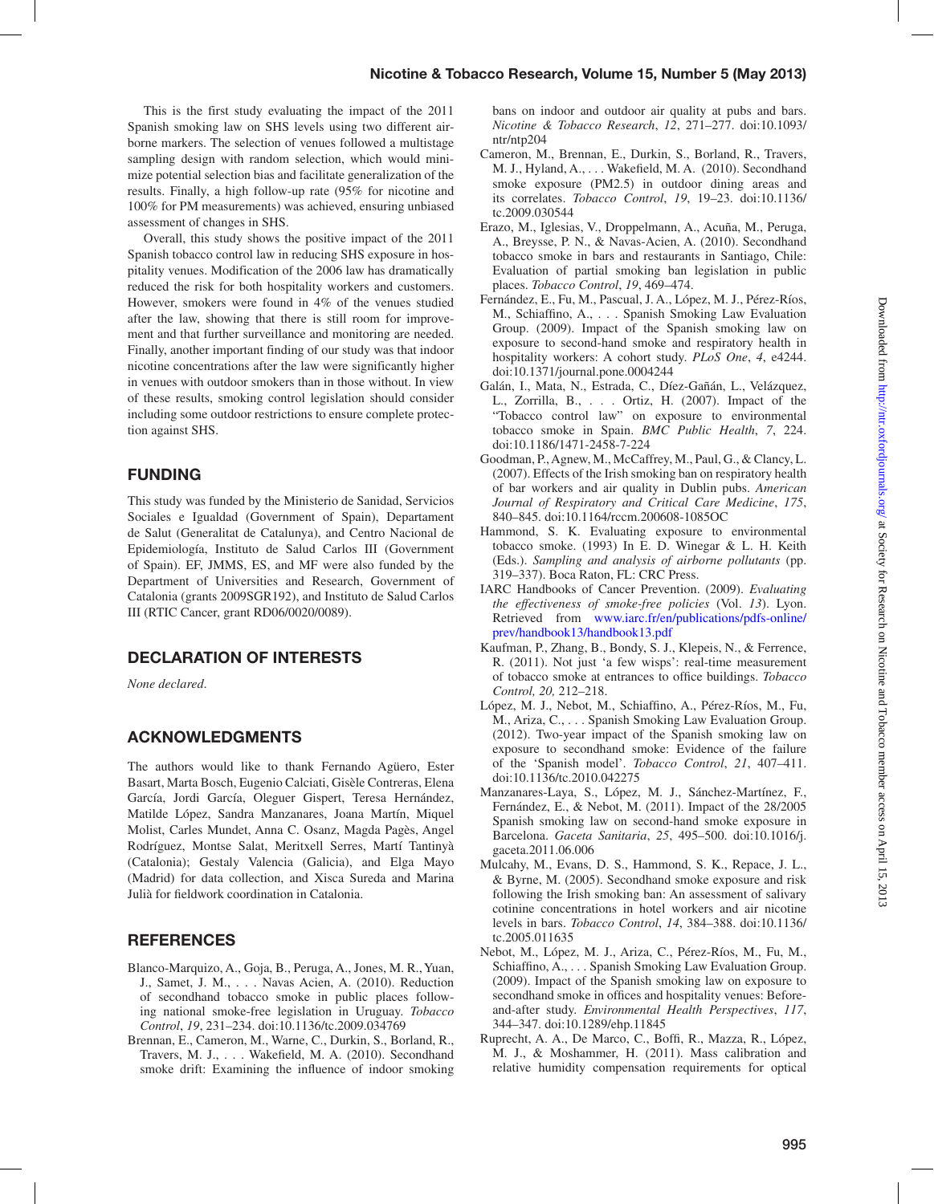This is the first study evaluating the impact of the 2011 Spanish smoking law on SHS levels using two different airborne markers. The selection of venues followed a multistage sampling design with random selection, which would minimize potential selection bias and facilitate generalization of the results. Finally, a high follow-up rate (95% for nicotine and 100% for PM measurements) was achieved, ensuring unbiased assessment of changes in SHS.

Overall, this study shows the positive impact of the 2011 Spanish tobacco control law in reducing SHS exposure in hospitality venues. Modification of the 2006 law has dramatically reduced the risk for both hospitality workers and customers. However, smokers were found in 4% of the venues studied after the law, showing that there is still room for improvement and that further surveillance and monitoring are needed. Finally, another important finding of our study was that indoor nicotine concentrations after the law were significantly higher in venues with outdoor smokers than in those without. In view of these results, smoking control legislation should consider including some outdoor restrictions to ensure complete protection against SHS.

## FUNDING

This study was funded by the Ministerio de Sanidad, Servicios Sociales e Igualdad (Government of Spain), Departament de Salut (Generalitat de Catalunya), and Centro Nacional de Epidemiología, Instituto de Salud Carlos III (Government of Spain). EF, JMMS, ES, and MF were also funded by the Department of Universities and Research, Government of Catalonia (grants 2009SGR192), and Instituto de Salud Carlos III (RTIC Cancer, grant RD06/0020/0089).

## DECLARATION OF INTERESTS

*None declared.*

## ACKNOWLEDGMENTS

The authors would like to thank Fernando Agüero, Ester Basart, Marta Bosch, Eugenio Calciati, Gisèle Contreras, Elena García, Jordi García, Oleguer Gispert, Teresa Hernández, Matilde López, Sandra Manzanares, Joana Martín, Miquel Molist, Carles Mundet, Anna C. Osanz, Magda Pagès, Angel Rodríguez, Montse Salat, Meritxell Serres, Martí Tantinyà (Catalonia); Gestaly Valencia (Galicia), and Elga Mayo (Madrid) for data collection, and Xisca Sureda and Marina Julià for fieldwork coordination in Catalonia.

## REFERENCES

Blanco-Marquizo, A., Goja, B., Peruga, A., Jones, M. R., Yuan, J., Samet, J. M., . . . Navas Acien, A. (2010). Reduction of secondhand tobacco smoke in public places following national smoke-free legislation in Uruguay. *Tobacco Control*, *19*, 231–234. doi:10.1136/tc.2009.034769

Brennan, E., Cameron, M., Warne, C., Durkin, S., Borland, R., Travers, M. J., . . . Wakefield, M. A. (2010). Secondhand smoke drift: Examining the influence of indoor smoking bans on indoor and outdoor air quality at pubs and bars. *Nicotine & Tobacco Research*, *12*, 271–277. doi:10.1093/ntr/ntp204

Cameron, M., Brennan, E., Durkin, S., Borland, R., Travers, M. J., Hyland, A., . . . Wakefield, M. A. (2010). Secondhand smoke exposure (PM2.5) in outdoor dining areas and its correlates. *Tobacco Control*, *19*, 19–23. doi:10.1136/tc.2009.030544

Erazo, M., Iglesias, V., Droppelmann, A., Acuña, M., Peruga, A., Breysse, P. N., & Navas-Acien, A. (2010). Secondhand tobacco smoke in bars and restaurants in Santiago, Chile: Evaluation of partial smoking ban legislation in public places. *Tobacco Control*, *19*, 469–474.

Fernández, E., Fu, M., Pascual, J. A., López, M. J., Pérez-Ríos, M., Schiaffino, A., . . . Spanish Smoking Law Evaluation Group. (2009). Impact of the Spanish smoking law on exposure to second-hand smoke and respiratory health in hospitality workers: A cohort study. *PLoS One*, *4*, e4244. doi:10.1371/journal.pone.0004244

Galán, I., Mata, N., Estrada, C., Díez-Gañán, L., Velázquez, L., Zorrilla, B., . . . Ortiz, H. (2007). Impact of the "Tobacco control law" on exposure to environmental tobacco smoke in Spain. *BMC Public Health*, *7*, 224. doi:10.1186/1471-2458-7-224

Goodman, P., Agnew, M., McCaffrey, M., Paul, G., & Clancy, L. (2007). Effects of the Irish smoking ban on respiratory health of bar workers and air quality in Dublin pubs. *American Journal of Respiratory and Critical Care Medicine*, *175*, 840–845. doi:10.1164/rccm.200608-1085OC

Hammond, S. K. Evaluating exposure to environmental tobacco smoke. (1993) In E. D. Winegar & L. H. Keith (Eds.). *Sampling and analysis of airborne pollutants* (pp. 319–337). Boca Raton, FL: CRC Press.

IARC Handbooks of Cancer Prevention. (2009). *Evaluating the effectiveness of smoke-free policies* (Vol. *13*). Lyon. Retrieved from www.iarc.fr/en/publications/pdfs-online/prev/handbook13/handbook13.pdf

Kaufman, P., Zhang, B., Bondy, S. J., Klepeis, N., & Ferrence, R. (2011). Not just 'a few wisps': real-time measurement of tobacco smoke at entrances to office buildings. *Tobacco Control, 20,* 212–218.

López, M. J., Nebot, M., Schiaffino, A., Pérez-Ríos, M., Fu, M., Ariza, C., . . . Spanish Smoking Law Evaluation Group. (2012). Two-year impact of the Spanish smoking law on exposure to secondhand smoke: Evidence of the failure of the 'Spanish model'. *Tobacco Control*, *21*, 407–411. doi:10.1136/tc.2010.042275

Manzanares-Laya, S., López, M. J., Sánchez-Martínez, F., Fernández, E., & Nebot, M. (2011). Impact of the 28/2005 Spanish smoking law on second-hand smoke exposure in Barcelona. *Gaceta Sanitaria*, *25*, 495–500. doi:10.1016/j.gaceta.2011.06.006

Mulcahy, M., Evans, D. S., Hammond, S. K., Repace, J. L., & Byrne, M. (2005). Secondhand smoke exposure and risk following the Irish smoking ban: An assessment of salivary cotinine concentrations in hotel workers and air nicotine levels in bars. *Tobacco Control*, *14*, 384–388. doi:10.1136/tc.2005.011635

Nebot, M., López, M. J., Ariza, C., Pérez-Ríos, M., Fu, M., Schiaffino, A., . . . Spanish Smoking Law Evaluation Group. (2009). Impact of the Spanish smoking law on exposure to secondhand smoke in offices and hospitality venues: Before-and-after study. *Environmental Health Perspectives*, *117*, 344–347. doi:10.1289/ehp.11845

Ruprecht, A. A., De Marco, C., Boffi, R., Mazza, R., López, M. J., & Moshammer, H. (2011). Mass calibration and relative humidity compensation requirements for optical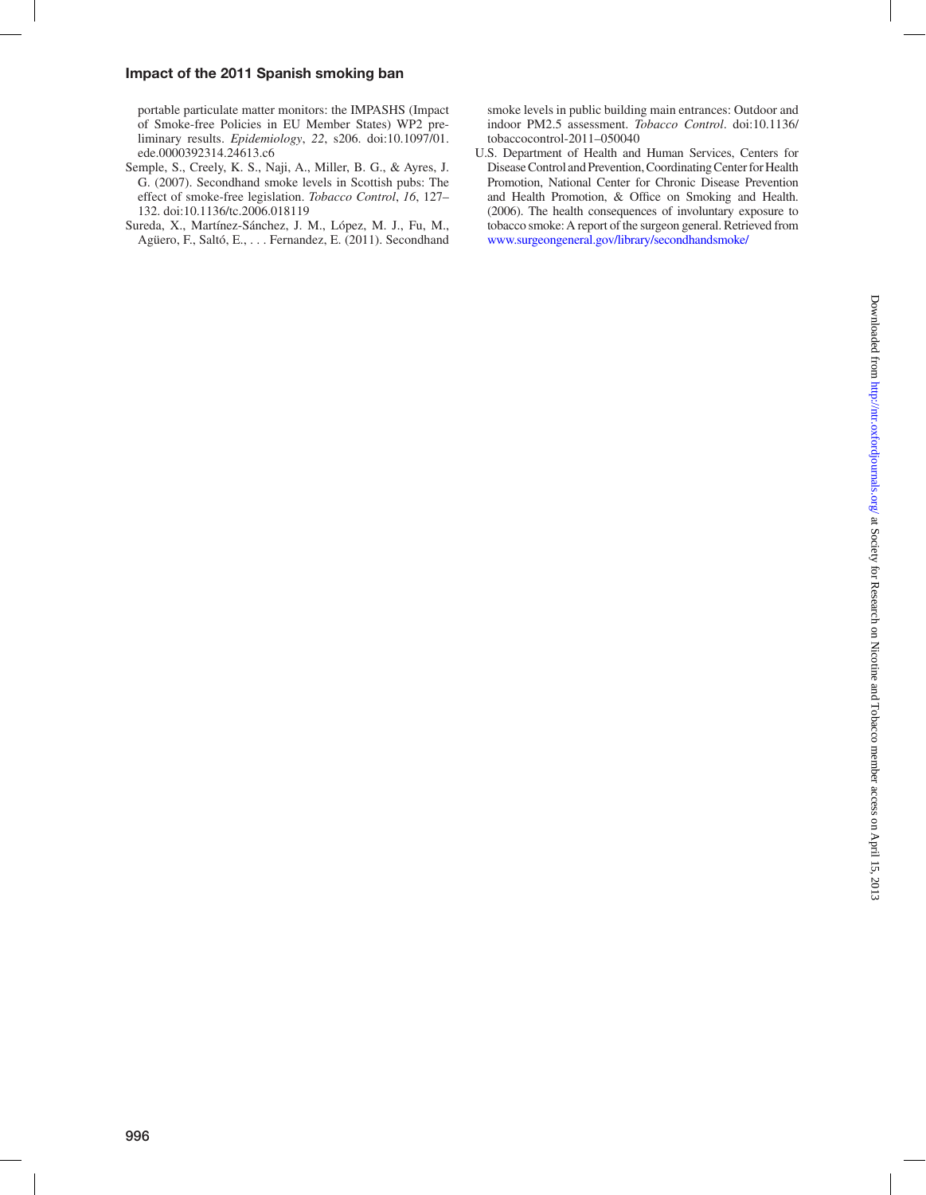portable particulate matter monitors: the IMPASHS (Impact of Smoke-free Policies in EU Member States) WP2 preliminary results. *Epidemiology*, *22*, s206. doi:10.1097/01.ede.0000392314.24613.c6

Semple, S., Creely, K. S., Naji, A., Miller, B. G., & Ayres, J. G. (2007). Secondhand smoke levels in Scottish pubs: The effect of smoke-free legislation. *Tobacco Control*, *16*, 127–132. doi:10.1136/tc.2006.018119

Sureda, X., Martínez-Sánchez, J. M., López, M. J., Fu, M., Agüero, F., Saltó, E., . . . Fernandez, E. (2011). Secondhand smoke levels in public building main entrances: Outdoor and indoor PM2.5 assessment. *Tobacco Control*. doi:10.1136/tobaccocontrol-2011–050040

U.S. Department of Health and Human Services, Centers for Disease Control and Prevention, Coordinating Center for Health Promotion, National Center for Chronic Disease Prevention and Health Promotion, & Office on Smoking and Health. (2006). The health consequences of involuntary exposure to tobacco smoke: A report of the surgeon general. Retrieved from www.surgeongeneral.gov/library/secondhandsmoke/